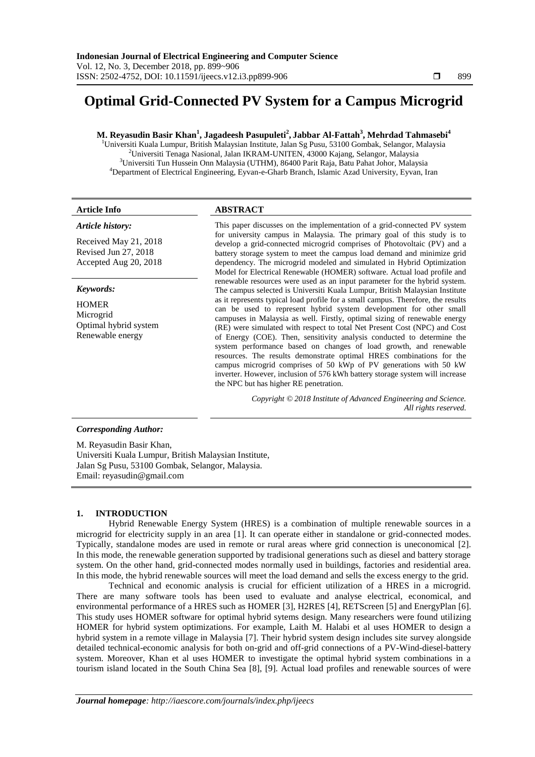# Optimal Grid-Connected PV System for a Campus Microgrid

**M. Reyasudin Basir Khan[1], Jagadeesh Pasupuleti[2], Jabbar Al-Fattah[3], Mehrdad Tahmasebi[4]**

[1]Universiti Kuala Lumpur, British Malaysian Institute, Jalan Sg Pusu, 53100 Gombak, Selangor, Malaysia
[2]Universiti Tenaga Nasional, Jalan IKRAM-UNITEN, 43000 Kajang, Selangor, Malaysia
[3]Universiti Tun Hussein Onn Malaysia (UTHM), 86400 Parit Raja, Batu Pahat Johor, Malaysia
[4]Department of Electrical Engineering, Eyvan-e-Gharb Branch, Islamic Azad University, Eyvan, Iran

### Article Info

*Article history:*

Received May 21, 2018
Revised Jun 27, 2018
Accepted Aug 20, 2018

*Keywords:*

HOMER
Microgrid
Optimal hybrid system
Renewable energy

### ABSTRACT

This paper discusses on the implementation of a grid-connected PV system for university campus in Malaysia. The primary goal of this study is to develop a grid-connected microgrid comprises of Photovoltaic (PV) and a battery storage system to meet the campus load demand and minimize grid dependency. The microgrid modeled and simulated in Hybrid Optimization Model for Electrical Renewable (HOMER) software. Actual load profile and renewable resources were used as an input parameter for the hybrid system. The campus selected is Universiti Kuala Lumpur, British Malaysian Institute as it represents typical load profile for a small campus. Therefore, the results can be used to represent hybrid system development for other small campuses in Malaysia as well. Firstly, optimal sizing of renewable energy (RE) were simulated with respect to total Net Present Cost (NPC) and Cost of Energy (COE). Then, sensitivity analysis conducted to determine the system performance based on changes of load growth, and renewable resources. The results demonstrate optimal HRES combinations for the campus microgrid comprises of 50 kWp of PV generations with 50 kW inverter. However, inclusion of 576 kWh battery storage system will increase the NPC but has higher RE penetration.

*Copyright © 2018 Institute of Advanced Engineering and Science. All rights reserved.*

*Corresponding Author:*

M. Reyasudin Basir Khan,
Universiti Kuala Lumpur, British Malaysian Institute,
Jalan Sg Pusu, 53100 Gombak, Selangor, Malaysia.
Email: reyasudin@gmail.com

## 1. INTRODUCTION

Hybrid Renewable Energy System (HRES) is a combination of multiple renewable sources in a microgrid for electricity supply in an area [1]. It can operate either in standalone or grid-connected modes. Typically, standalone modes are used in remote or rural areas where grid connection is uneconomical [2]. In this mode, the renewable generation supported by tradisional generations such as diesel and battery storage system. On the other hand, grid-connected modes normally used in buildings, factories and residential area. In this mode, the hybrid renewable sources will meet the load demand and sells the excess energy to the grid.

Technical and economic analysis is crucial for efficient utilization of a HRES in a microgrid. There are many software tools has been used to evaluate and analyse electrical, economical, and environmental performance of a HRES such as HOMER [3], H2RES [4], RETScreen [5] and EnergyPlan [6]. This study uses HOMER software for optimal hybrid sytems design. Many researchers were found utilizing HOMER for hybrid system optimizations. For example, Laith M. Halabi et al uses HOMER to design a hybrid system in a remote village in Malaysia [7]. Their hybrid system design includes site survey alongside detailed technical-economic analysis for both on-grid and off-grid connections of a PV-Wind-diesel-battery system. Moreover, Khan et al uses HOMER to investigate the optimal hybrid system combinations in a tourism island located in the South China Sea [8], [9]. Actual load profiles and renewable sources of were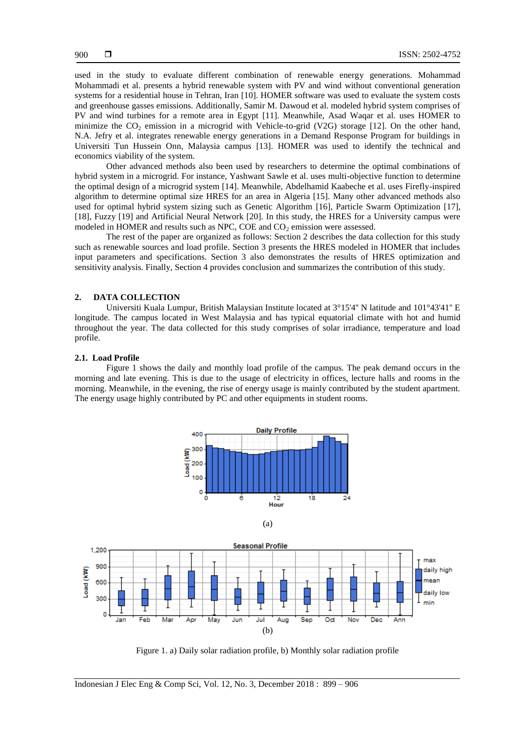used in the study to evaluate different combination of renewable energy generations. Mohammad Mohammadi et al. presents a hybrid renewable system with PV and wind without conventional generation systems for a residential house in Tehran, Iran [10]. HOMER software was used to evaluate the system costs and greenhouse gasses emissions. Additionally, Samir M. Dawoud et al. modeled hybrid system comprises of PV and wind turbines for a remote area in Egypt [11]. Meanwhile, Asad Waqar et al. uses HOMER to minimize the $CO_2$ emission in a microgrid with Vehicle-to-grid (V2G) storage [12]. On the other hand, N.A. Jefry et al. integrates renewable energy generations in a Demand Response Program for buildings in Universiti Tun Hussein Onn, Malaysia campus [13]. HOMER was used to identify the technical and economics viability of the system.

Other advanced methods also been used by researchers to determine the optimal combinations of hybrid system in a microgrid. For instance, Yashwant Sawle et al. uses multi-objective function to determine the optimal design of a microgrid system [14]. Meanwhile, Abdelhamid Kaabeche et al. uses Firefly-inspired algorithm to determine optimal size HRES for an area in Algeria [15]. Many other advanced methods also used for optimal hybrid system sizing such as Genetic Algorithm [16], Particle Swarm Optimization [17], [18], Fuzzy [19] and Artificial Neural Network [20]. In this study, the HRES for a University campus were modeled in HOMER and results such as NPC, COE and $CO_2$ emission were assessed.

The rest of the paper are organized as follows: Section 2 describes the data collection for this study such as renewable sources and load profile. Section 3 presents the HRES modeled in HOMER that includes input parameters and specifications. Section 3 also demonstrates the results of HRES optimization and sensitivity analysis. Finally, Section 4 provides conclusion and summarizes the contribution of this study.

## 2. DATA COLLECTION

Universiti Kuala Lumpur, British Malaysian Institute located at 3°15'4" N latitude and 101°43'41" E longitude. The campus located in West Malaysia and has typical equatorial climate with hot and humid throughout the year. The data collected for this study comprises of solar irradiance, temperature and load profile.

### 2.1. Load Profile

Figure 1 shows the daily and monthly load profile of the campus. The peak demand occurs in the morning and late evening. This is due to the usage of electricity in offices, lecture halls and rooms in the morning. Meanwhile, in the evening, the rise of energy usage is mainly contributed by the student apartment. The energy usage highly contributed by PC and other equipments in student rooms.

(a)

(b)

Figure 1. a) Daily solar radiation profile, b) Monthly solar radiation profile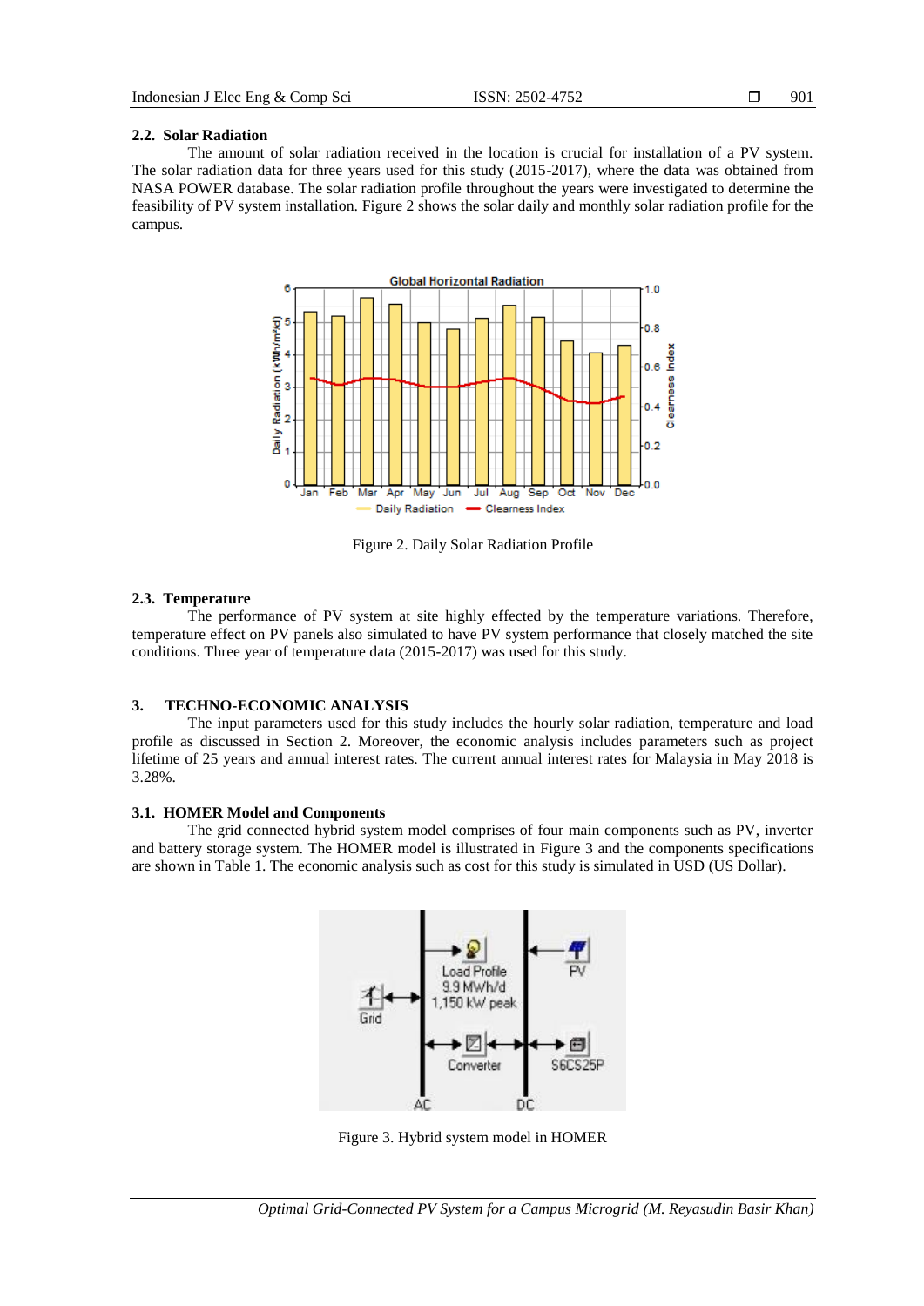## 2.2. Solar Radiation

The amount of solar radiation received in the location is crucial for installation of a PV system. The solar radiation data for three years used for this study (2015-2017), where the data was obtained from NASA POWER database. The solar radiation profile throughout the years were investigated to determine the feasibility of PV system installation. Figure 2 shows the solar daily and monthly solar radiation profile for the campus.

Figure 2. Daily Solar Radiation Profile

## 2.3. Temperature

The performance of PV system at site highly effected by the temperature variations. Therefore, temperature effect on PV panels also simulated to have PV system performance that closely matched the site conditions. Three year of temperature data (2015-2017) was used for this study.

# 3. TECHNO-ECONOMIC ANALYSIS

The input parameters used for this study includes the hourly solar radiation, temperature and load profile as discussed in Section 2. Moreover, the economic analysis includes parameters such as project lifetime of 25 years and annual interest rates. The current annual interest rates for Malaysia in May 2018 is 3.28%.

## 3.1. HOMER Model and Components

The grid connected hybrid system model comprises of four main components such as PV, inverter and battery storage system. The HOMER model is illustrated in Figure 3 and the components specifications are shown in Table 1. The economic analysis such as cost for this study is simulated in USD (US Dollar).

Figure 3. Hybrid system model in HOMER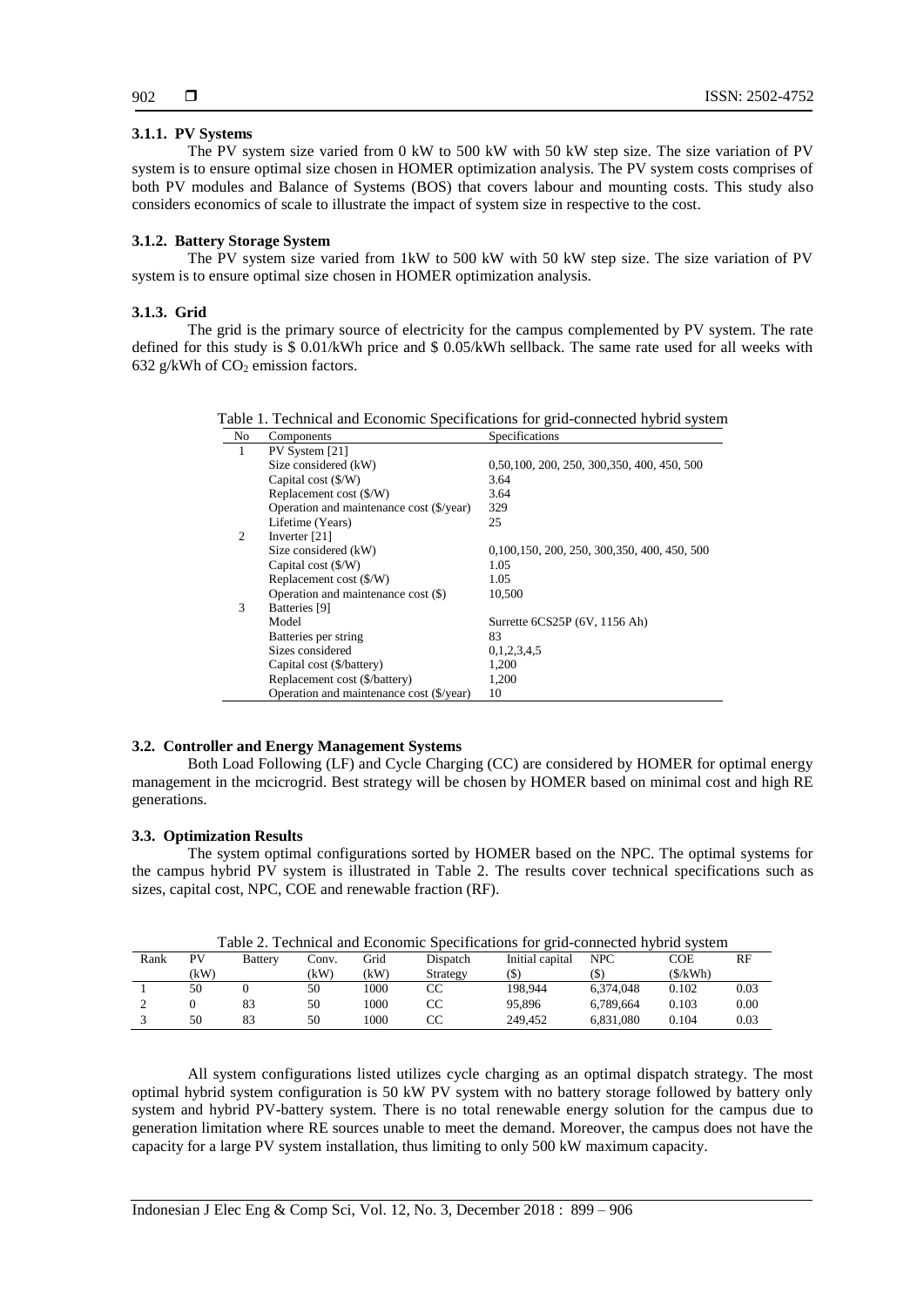### 3.1.1. PV Systems

The PV system size varied from 0 kW to 500 kW with 50 kW step size. The size variation of PV system is to ensure optimal size chosen in HOMER optimization analysis. The PV system costs comprises of both PV modules and Balance of Systems (BOS) that covers labour and mounting costs. This study also considers economics of scale to illustrate the impact of system size in respective to the cost.

### 3.1.2. Battery Storage System

The PV system size varied from 1kW to 500 kW with 50 kW step size. The size variation of PV system is to ensure optimal size chosen in HOMER optimization analysis.

### 3.1.3. Grid

The grid is the primary source of electricity for the campus complemented by PV system. The rate defined for this study is $ 0.01/kWh price and $ 0.05/kWh sellback. The same rate used for all weeks with 632 g/kWh of $CO_2$ emission factors.

Table 1. Technical and Economic Specifications for grid-connected hybrid system

| No | Components | Specifications |
|---|---|---|
| 1 | PV System [21] | |
| | Size considered (kW) | 0,50,100, 200, 250, 300,350, 400, 450, 500 |
| | Capital cost ($/W) | 3.64 |
| | Replacement cost ($/W) | 3.64 |
| | Operation and maintenance cost ($/year) | 329 |
| | Lifetime (Years) | 25 |
| 2 | Inverter [21] | |
| | Size considered (kW) | 0,100,150, 200, 250, 300,350, 400, 450, 500 |
| | Capital cost ($/W) | 1.05 |
| | Replacement cost ($/W) | 1.05 |
| | Operation and maintenance cost ($) | 10,500 |
| 3 | Batteries [9] | |
| | Model | Surrette 6CS25P (6V, 1156 Ah) |
| | Batteries per string | 83 |
| | Sizes considered | 0,1,2,3,4,5 |
| | Capital cost ($/battery) | 1,200 |
| | Replacement cost ($/battery) | 1,200 |
| | Operation and maintenance cost ($/year) | 10 |

## 3.2. Controller and Energy Management Systems

Both Load Following (LF) and Cycle Charging (CC) are considered by HOMER for optimal energy management in the mcicrogrid. Best strategy will be chosen by HOMER based on minimal cost and high RE generations.

## 3.3. Optimization Results

The system optimal configurations sorted by HOMER based on the NPC. The optimal systems for the campus hybrid PV system is illustrated in Table 2. The results cover technical specifications such as sizes, capital cost, NPC, COE and renewable fraction (RF).

Table 2. Technical and Economic Specifications for grid-connected hybrid system

| Rank | PV (kW) | Battery | Conv. (kW) | Grid (kW) | Dispatch Strategy | Initial capital ($) | NPC ($) | COE ($/kWh) | RF |
|---|---|---|---|---|---|---|---|---|---|
| 1 | 50 | 0 | 50 | 1000 | CC | 198,944 | 6,374,048 | 0.102 | 0.03 |
| 2 | 0 | 83 | 50 | 1000 | CC | 95,896 | 6,789,664 | 0.103 | 0.00 |
| 3 | 50 | 83 | 50 | 1000 | CC | 249,452 | 6,831,080 | 0.104 | 0.03 |

All system configurations listed utilizes cycle charging as an optimal dispatch strategy. The most optimal hybrid system configuration is 50 kW PV system with no battery storage followed by battery only system and hybrid PV-battery system. There is no total renewable energy solution for the campus due to generation limitation where RE sources unable to meet the demand. Moreover, the campus does not have the capacity for a large PV system installation, thus limiting to only 500 kW maximum capacity.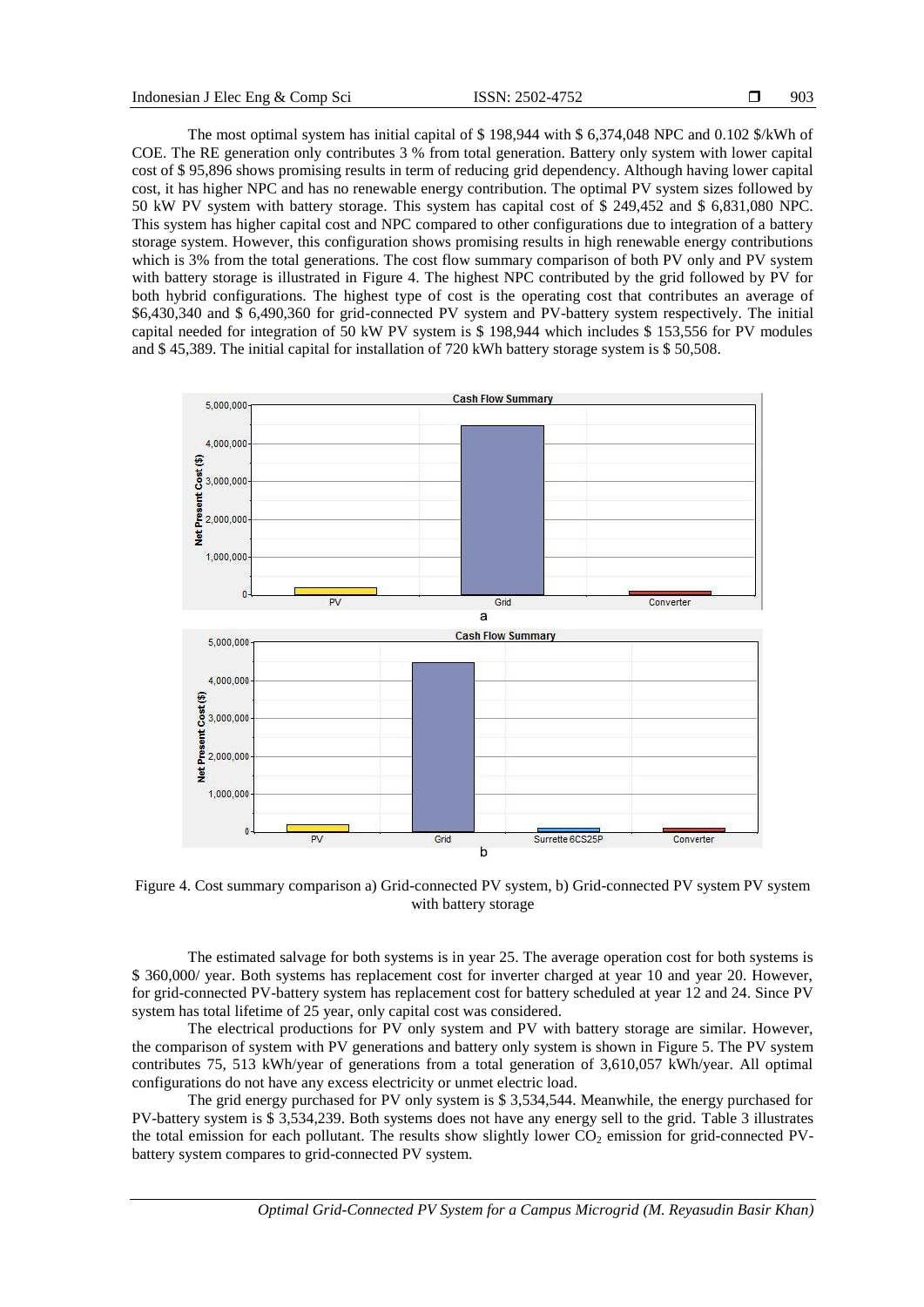The most optimal system has initial capital of $ 198,944 with $ 6,374,048 NPC and 0.102 $/kWh of COE. The RE generation only contributes 3 % from total generation. Battery only system with lower capital cost of $ 95,896 shows promising results in term of reducing grid dependency. Although having lower capital cost, it has higher NPC and has no renewable energy contribution. The optimal PV system sizes followed by 50 kW PV system with battery storage. This system has capital cost of $ 249,452 and $ 6,831,080 NPC. This system has higher capital cost and NPC compared to other configurations due to integration of a battery storage system. However, this configuration shows promising results in high renewable energy contributions which is 3% from the total generations. The cost flow summary comparison of both PV only and PV system with battery storage is illustrated in Figure 4. The highest NPC contributed by the grid followed by PV for both hybrid configurations. The highest type of cost is the operating cost that contributes an average of $6,430,340 and $ 6,490,360 for grid-connected PV system and PV-battery system respectively. The initial capital needed for integration of 50 kW PV system is $ 198,944 which includes $ 153,556 for PV modules and $ 45,389. The initial capital for installation of 720 kWh battery storage system is $ 50,508.

Figure 4. Cost summary comparison a) Grid-connected PV system, b) Grid-connected PV system PV system with battery storage

The estimated salvage for both systems is in year 25. The average operation cost for both systems is $ 360,000/ year. Both systems has replacement cost for inverter charged at year 10 and year 20. However, for grid-connected PV-battery system has replacement cost for battery scheduled at year 12 and 24. Since PV system has total lifetime of 25 year, only capital cost was considered.

The electrical productions for PV only system and PV with battery storage are similar. However, the comparison of system with PV generations and battery only system is shown in Figure 5. The PV system contributes 75, 513 kWh/year of generations from a total generation of 3,610,057 kWh/year. All optimal configurations do not have any excess electricity or unmet electric load.

The grid energy purchased for PV only system is $ 3,534,544. Meanwhile, the energy purchased for PV-battery system is $ 3,534,239. Both systems does not have any energy sell to the grid. Table 3 illustrates the total emission for each pollutant. The results show slightly lower $CO_2$ emission for grid-connected PV-battery system compares to grid-connected PV system.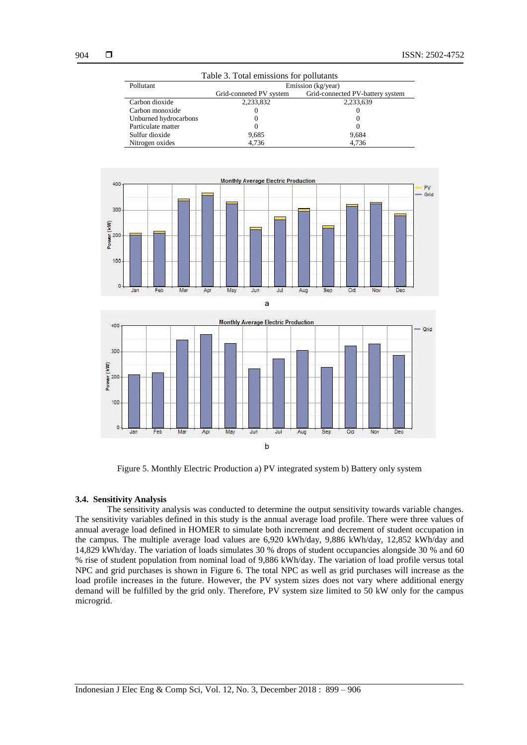Table 3. Total emissions for pollutants

| Pollutant | Emission (kg/year) | |
|---|---|---|
| | Grid-conneted PV system | Grid-connected PV-battery system |
| Carbon dioxide | 2,233,832 | 2,233,639 |
| Carbon monoxide | 0 | 0 |
| Unburned hydrocarbons | 0 | 0 |
| Particulate matter | 0 | 0 |
| Sulfur dioxide | 9,685 | 9,684 |
| Nitrogen oxides | 4,736 | 4,736 |

Figure 5. Monthly Electric Production a) PV integrated system b) Battery only system

### 3.4. Sensitivity Analysis

The sensitivity analysis was conducted to determine the output sensitivity towards variable changes. The sensitivity variables defined in this study is the annual average load profile. There were three values of annual average load defined in HOMER to simulate both increment and decrement of student occupation in the campus. The multiple average load values are 6,920 kWh/day, 9,886 kWh/day, 12,852 kWh/day and 14,829 kWh/day. The variation of loads simulates 30 % drops of student occupancies alongside 30 % and 60 % rise of student population from nominal load of 9,886 kWh/day. The variation of load profile versus total NPC and grid purchases is shown in Figure 6. The total NPC as well as grid purchases will increase as the load profile increases in the future. However, the PV system sizes does not vary where additional energy demand will be fulfilled by the grid only. Therefore, PV system size limited to 50 kW only for the campus microgrid.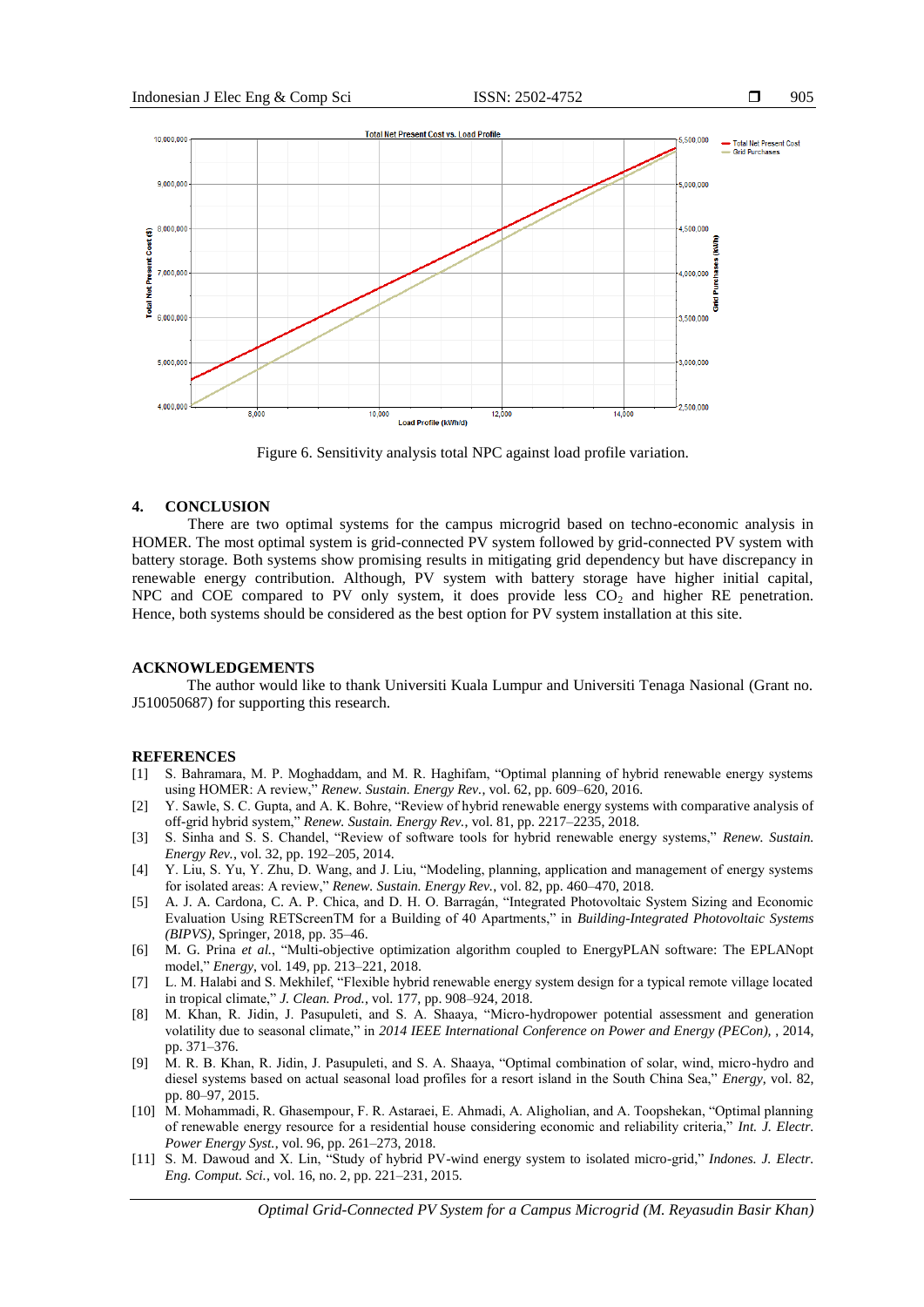Figure 6. Sensitivity analysis total NPC against load profile variation.

## 4. CONCLUSION

There are two optimal systems for the campus microgrid based on techno-economic analysis in HOMER. The most optimal system is grid-connected PV system followed by grid-connected PV system with battery storage. Both systems show promising results in mitigating grid dependency but have discrepancy in renewable energy contribution. Although, PV system with battery storage have higher initial capital, NPC and COE compared to PV only system, it does provide less $CO_2$ and higher RE penetration. Hence, both systems should be considered as the best option for PV system installation at this site.

## ACKNOWLEDGEMENTS

The author would like to thank Universiti Kuala Lumpur and Universiti Tenaga Nasional (Grant no. J510050687) for supporting this research.

## REFERENCES

[1] S. Bahramara, M. P. Moghaddam, and M. R. Haghifam, "Optimal planning of hybrid renewable energy systems using HOMER: A review," *Renew. Sustain. Energy Rev.*, vol. 62, pp. 609–620, 2016.

[2] Y. Sawle, S. C. Gupta, and A. K. Bohre, "Review of hybrid renewable energy systems with comparative analysis of off-grid hybrid system," *Renew. Sustain. Energy Rev.*, vol. 81, pp. 2217–2235, 2018.

[3] S. Sinha and S. S. Chandel, "Review of software tools for hybrid renewable energy systems," *Renew. Sustain. Energy Rev.*, vol. 32, pp. 192–205, 2014.

[4] Y. Liu, S. Yu, Y. Zhu, D. Wang, and J. Liu, "Modeling, planning, application and management of energy systems for isolated areas: A review," *Renew. Sustain. Energy Rev.*, vol. 82, pp. 460–470, 2018.

[5] A. J. A. Cardona, C. A. P. Chica, and D. H. O. Barragán, "Integrated Photovoltaic System Sizing and Economic Evaluation Using RETScreenTM for a Building of 40 Apartments," in *Building-Integrated Photovoltaic Systems (BIPVS)*, Springer, 2018, pp. 35–46.

[6] M. G. Prina *et al.*, "Multi-objective optimization algorithm coupled to EnergyPLAN software: The EPLANopt model," *Energy*, vol. 149, pp. 213–221, 2018.

[7] L. M. Halabi and S. Mekhilef, "Flexible hybrid renewable energy system design for a typical remote village located in tropical climate," *J. Clean. Prod.*, vol. 177, pp. 908–924, 2018.

[8] M. Khan, R. Jidin, J. Pasupuleti, and S. A. Shaaya, "Micro-hydropower potential assessment and generation volatility due to seasonal climate," in *2014 IEEE International Conference on Power and Energy (PECon)*, , 2014, pp. 371–376.

[9] M. R. B. Khan, R. Jidin, J. Pasupuleti, and S. A. Shaaya, "Optimal combination of solar, wind, micro-hydro and diesel systems based on actual seasonal load profiles for a resort island in the South China Sea," *Energy*, vol. 82, pp. 80–97, 2015.

[10] M. Mohammadi, R. Ghasempour, F. R. Astaraei, E. Ahmadi, A. Aligholian, and A. Toopshekan, "Optimal planning of renewable energy resource for a residential house considering economic and reliability criteria," *Int. J. Electr. Power Energy Syst.*, vol. 96, pp. 261–273, 2018.

[11] S. M. Dawoud and X. Lin, "Study of hybrid PV-wind energy system to isolated micro-grid," *Indones. J. Electr. Eng. Comput. Sci.*, vol. 16, no. 2, pp. 221–231, 2015.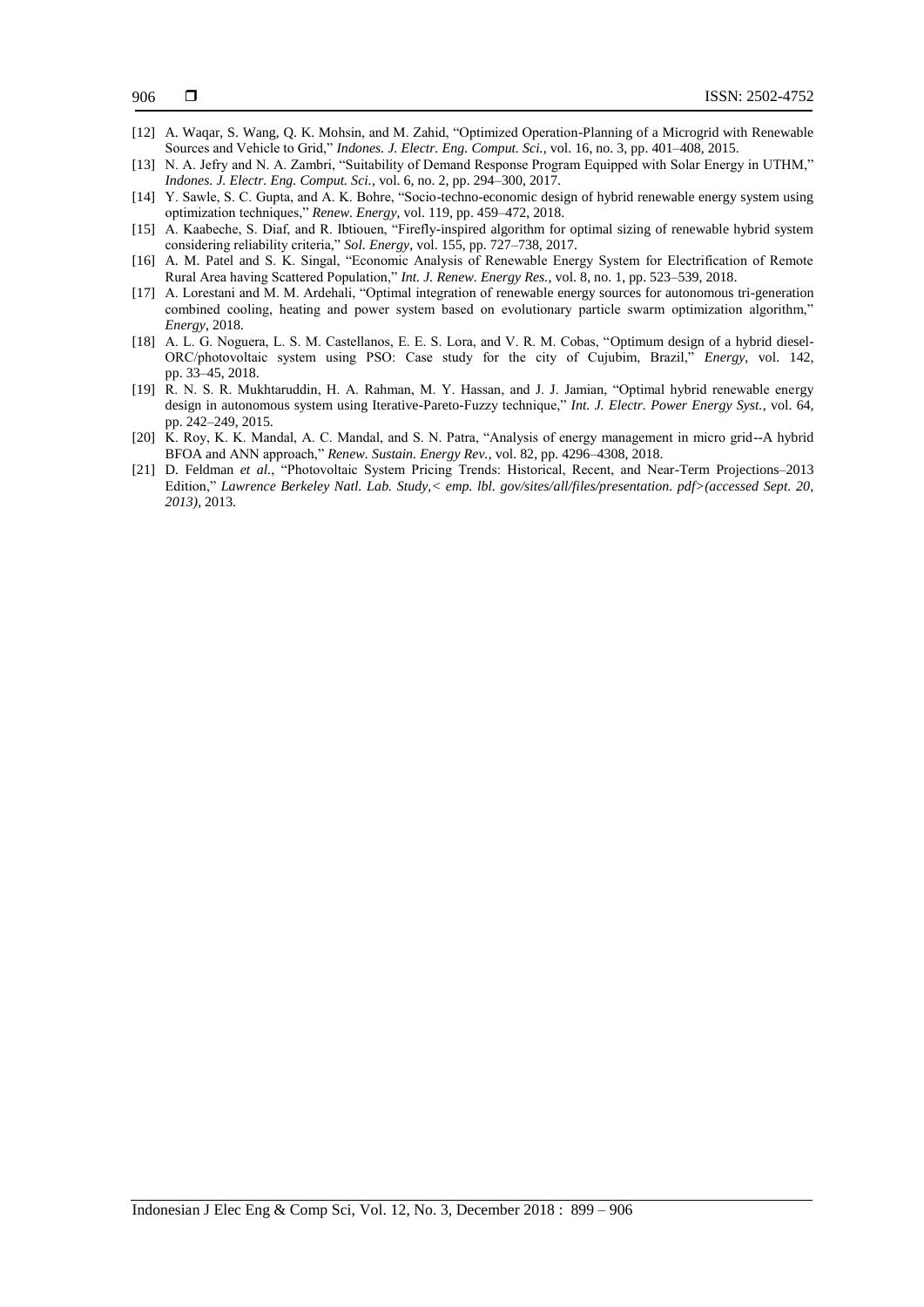[12] A. Waqar, S. Wang, Q. K. Mohsin, and M. Zahid, "Optimized Operation-Planning of a Microgrid with Renewable Sources and Vehicle to Grid," *Indones. J. Electr. Eng. Comput. Sci.*, vol. 16, no. 3, pp. 401–408, 2015.

[13] N. A. Jefry and N. A. Zambri, "Suitability of Demand Response Program Equipped with Solar Energy in UTHM," *Indones. J. Electr. Eng. Comput. Sci.*, vol. 6, no. 2, pp. 294–300, 2017.

[14] Y. Sawle, S. C. Gupta, and A. K. Bohre, "Socio-techno-economic design of hybrid renewable energy system using optimization techniques," *Renew. Energy*, vol. 119, pp. 459–472, 2018.

[15] A. Kaabeche, S. Diaf, and R. Ibtiouen, "Firefly-inspired algorithm for optimal sizing of renewable hybrid system considering reliability criteria," *Sol. Energy*, vol. 155, pp. 727–738, 2017.

[16] A. M. Patel and S. K. Singal, "Economic Analysis of Renewable Energy System for Electrification of Remote Rural Area having Scattered Population," *Int. J. Renew. Energy Res.*, vol. 8, no. 1, pp. 523–539, 2018.

[17] A. Lorestani and M. M. Ardehali, "Optimal integration of renewable energy sources for autonomous tri-generation combined cooling, heating and power system based on evolutionary particle swarm optimization algorithm," *Energy*, 2018.

[18] A. L. G. Noguera, L. S. M. Castellanos, E. E. S. Lora, and V. R. M. Cobas, "Optimum design of a hybrid diesel-ORC/photovoltaic system using PSO: Case study for the city of Cujubim, Brazil," *Energy*, vol. 142, pp. 33–45, 2018.

[19] R. N. S. R. Mukhtaruddin, H. A. Rahman, M. Y. Hassan, and J. J. Jamian, "Optimal hybrid renewable energy design in autonomous system using Iterative-Pareto-Fuzzy technique," *Int. J. Electr. Power Energy Syst.*, vol. 64, pp. 242–249, 2015.

[20] K. Roy, K. K. Mandal, A. C. Mandal, and S. N. Patra, "Analysis of energy management in micro grid--A hybrid BFOA and ANN approach," *Renew. Sustain. Energy Rev.*, vol. 82, pp. 4296–4308, 2018.

[21] D. Feldman *et al.*, "Photovoltaic System Pricing Trends: Historical, Recent, and Near-Term Projections–2013 Edition," *Lawrence Berkeley Natl. Lab. Study,< emp. lbl. gov/sites/all/files/presentation. pdf>(accessed Sept. 20, 2013)*, 2013.